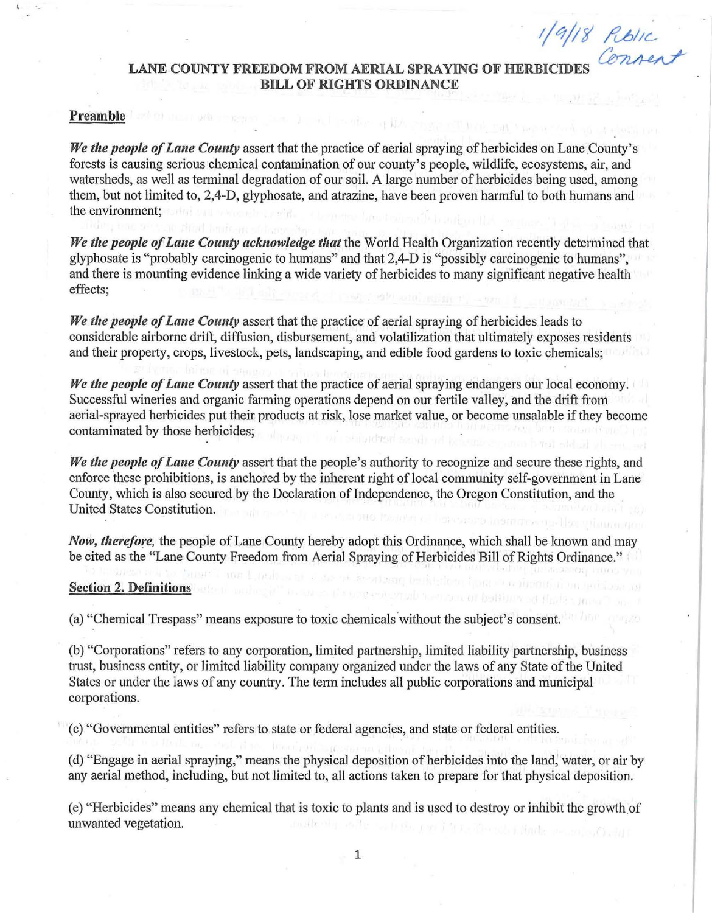1/9/18 Public Comment

# LANE COUNTY FREEDOM FROM AERIAL SPRAYING OF HERBICIDES BILL OF RIGHTS ORDINANCE

## Preamble

***We the people of Lane County*** assert that the practice of aerial spraying of herbicides on Lane County's forests is causing serious chemical contamination of our county's people, wildlife, ecosystems, air, and watersheds, as well as terminal degradation of our soil. A large number of herbicides being used, among them, but not limited to, 2,4-D, glyphosate, and atrazine, have been proven harmful to both humans and the environment;

***We the people of Lane County acknowledge that*** the World Health Organization recently determined that glyphosate is "probably carcinogenic to humans" and that 2,4-D is "possibly carcinogenic to humans", and there is mounting evidence linking a wide variety of herbicides to many significant negative health effects;

***We the people of Lane County*** assert that the practice of aerial spraying of herbicides leads to considerable airborne drift, diffusion, disbursement, and volatilization that ultimately exposes residents and their property, crops, livestock, pets, landscaping, and edible food gardens to toxic chemicals;

***We the people of Lane County*** assert that the practice of aerial spraying endangers our local economy. Successful wineries and organic farming operations depend on our fertile valley, and the drift from aerial-sprayed herbicides put their products at risk, lose market value, or become unsalable if they become contaminated by those herbicides;

***We the people of Lane County*** assert that the people's authority to recognize and secure these rights, and enforce these prohibitions, is anchored by the inherent right of local community self-government in Lane County, which is also secured by the Declaration of Independence, the Oregon Constitution, and the United States Constitution.

***Now, therefore,*** the people of Lane County hereby adopt this Ordinance, which shall be known and may be cited as the "Lane County Freedom from Aerial Spraying of Herbicides Bill of Rights Ordinance."

## Section 2. Definitions

(a) "Chemical Trespass" means exposure to toxic chemicals without the subject's consent.

(b) "Corporations" refers to any corporation, limited partnership, limited liability partnership, business trust, business entity, or limited liability company organized under the laws of any State of the United States or under the laws of any country. The term includes all public corporations and municipal corporations.

(c) "Governmental entities" refers to state or federal agencies, and state or federal entities.

(d) "Engage in aerial spraying," means the physical deposition of herbicides into the land, water, or air by any aerial method, including, but not limited to, all actions taken to prepare for that physical deposition.

(e) "Herbicides" means any chemical that is toxic to plants and is used to destroy or inhibit the growth of unwanted vegetation.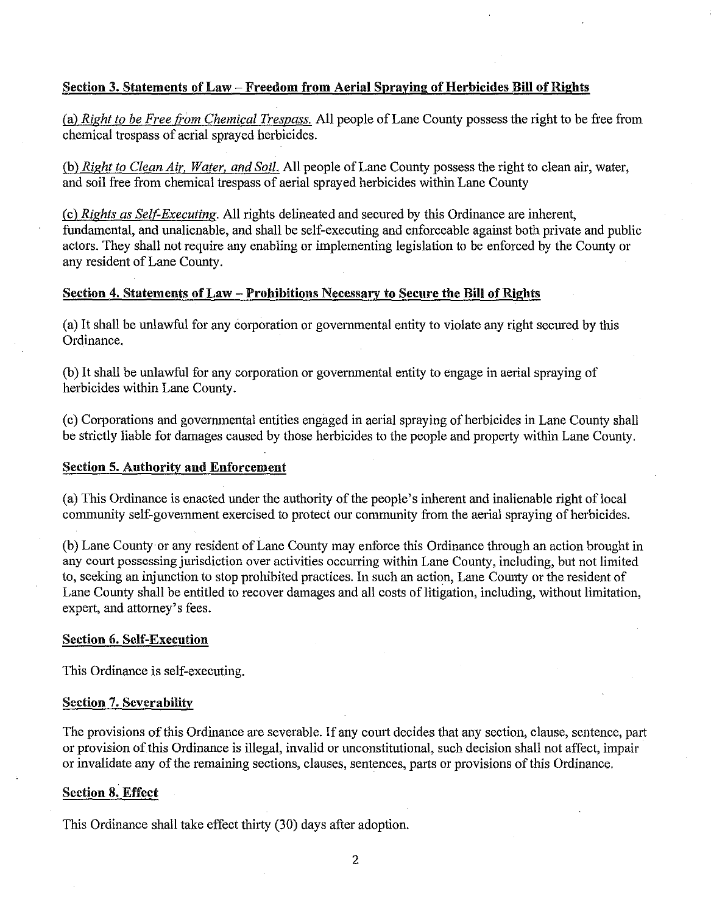## Section 3. Statements of Law – Freedom from Aerial Spraying of Herbicides Bill of Rights

(a) *Right to be Free from Chemical Trespass.* All people of Lane County possess the right to be free from chemical trespass of aerial sprayed herbicides.

(b) *Right to Clean Air, Water, and Soil.* All people of Lane County possess the right to clean air, water, and soil free from chemical trespass of aerial sprayed herbicides within Lane County

(c) *Rights as Self-Executing.* All rights delineated and secured by this Ordinance are inherent, fundamental, and unalienable, and shall be self-executing and enforceable against both private and public actors. They shall not require any enabling or implementing legislation to be enforced by the County or any resident of Lane County.

## Section 4. Statements of Law – Prohibitions Necessary to Secure the Bill of Rights

(a) It shall be unlawful for any corporation or governmental entity to violate any right secured by this Ordinance.

(b) It shall be unlawful for any corporation or governmental entity to engage in aerial spraying of herbicides within Lane County.

(c) Corporations and governmental entities engaged in aerial spraying of herbicides in Lane County shall be strictly liable for damages caused by those herbicides to the people and property within Lane County.

## Section 5. Authority and Enforcement

(a) This Ordinance is enacted under the authority of the people's inherent and inalienable right of local community self-government exercised to protect our community from the aerial spraying of herbicides.

(b) Lane County or any resident of Lane County may enforce this Ordinance through an action brought in any court possessing jurisdiction over activities occurring within Lane County, including, but not limited to, seeking an injunction to stop prohibited practices. In such an action, Lane County or the resident of Lane County shall be entitled to recover damages and all costs of litigation, including, without limitation, expert, and attorney's fees.

## Section 6. Self-Execution

This Ordinance is self-executing.

## Section 7. Severability

The provisions of this Ordinance are severable. If any court decides that any section, clause, sentence, part or provision of this Ordinance is illegal, invalid or unconstitutional, such decision shall not affect, impair or invalidate any of the remaining sections, clauses, sentences, parts or provisions of this Ordinance.

## Section 8. Effect

This Ordinance shall take effect thirty (30) days after adoption.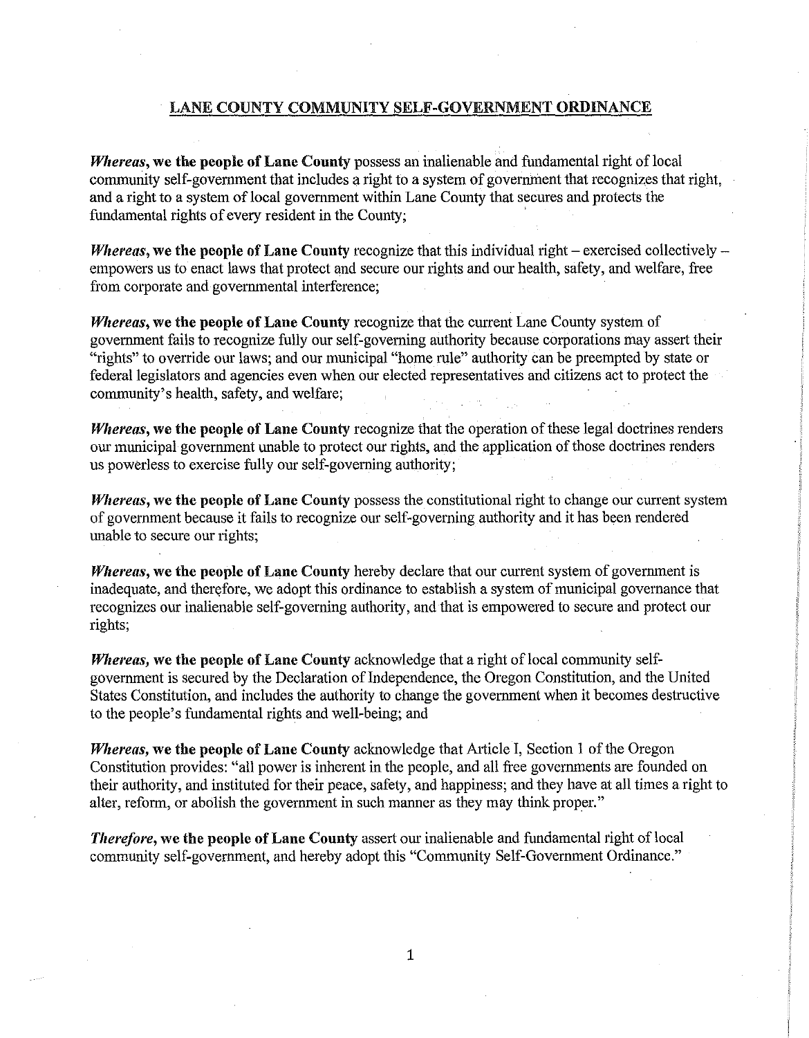# LANE COUNTY COMMUNITY SELF-GOVERNMENT ORDINANCE

***Whereas*, we the people of Lane County** possess an inalienable and fundamental right of local community self-government that includes a right to a system of government that recognizes that right, and a right to a system of local government within Lane County that secures and protects the fundamental rights of every resident in the County;

***Whereas*, we the people of Lane County** recognize that this individual right – exercised collectively – empowers us to enact laws that protect and secure our rights and our health, safety, and welfare, free from corporate and governmental interference;

***Whereas*, we the people of Lane County** recognize that the current Lane County system of government fails to recognize fully our self-governing authority because corporations may assert their "rights" to override our laws; and our municipal "home rule" authority can be preempted by state or federal legislators and agencies even when our elected representatives and citizens act to protect the community's health, safety, and welfare;

***Whereas*, we the people of Lane County** recognize that the operation of these legal doctrines renders our municipal government unable to protect our rights, and the application of those doctrines renders us powerless to exercise fully our self-governing authority;

***Whereas*, we the people of Lane County** possess the constitutional right to change our current system of government because it fails to recognize our self-governing authority and it has been rendered unable to secure our rights;

***Whereas*, we the people of Lane County** hereby declare that our current system of government is inadequate, and therefore, we adopt this ordinance to establish a system of municipal governance that recognizes our inalienable self-governing authority, and that is empowered to secure and protect our rights;

***Whereas*, we the people of Lane County** acknowledge that a right of local community self-government is secured by the Declaration of Independence, the Oregon Constitution, and the United States Constitution, and includes the authority to change the government when it becomes destructive to the people's fundamental rights and well-being; and

***Whereas*, we the people of Lane County** acknowledge that Article I, Section 1 of the Oregon Constitution provides: "all power is inherent in the people, and all free governments are founded on their authority, and instituted for their peace, safety, and happiness; and they have at all times a right to alter, reform, or abolish the government in such manner as they may think proper."

***Therefore*, we the people of Lane County** assert our inalienable and fundamental right of local community self-government, and hereby adopt this "Community Self-Government Ordinance."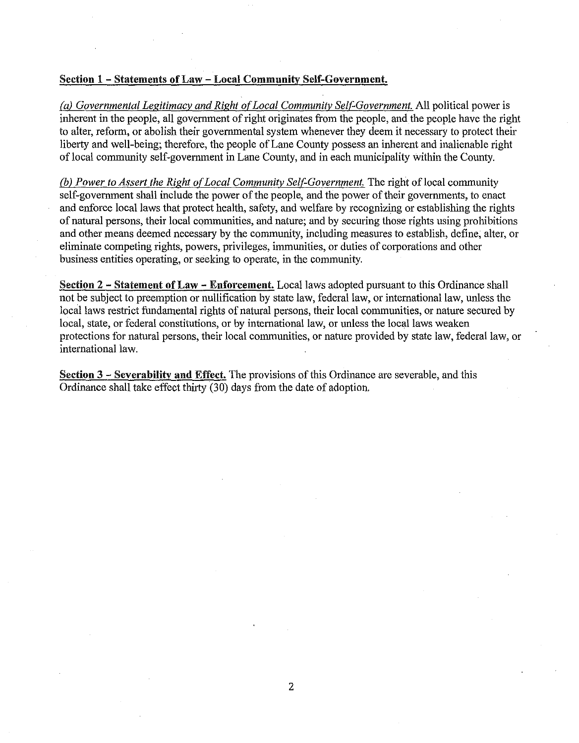**Section 1 – Statements of Law – Local Community Self-Government.**

*(a) Governmental Legitimacy and Right of Local Community Self-Government.* All political power is inherent in the people, all government of right originates from the people, and the people have the right to alter, reform, or abolish their governmental system whenever they deem it necessary to protect their liberty and well-being; therefore, the people of Lane County possess an inherent and inalienable right of local community self-government in Lane County, and in each municipality within the County.

*(b) Power to Assert the Right of Local Community Self-Government.* The right of local community self-government shall include the power of the people, and the power of their governments, to enact and enforce local laws that protect health, safety, and welfare by recognizing or establishing the rights of natural persons, their local communities, and nature; and by securing those rights using prohibitions and other means deemed necessary by the community, including measures to establish, define, alter, or eliminate competing rights, powers, privileges, immunities, or duties of corporations and other business entities operating, or seeking to operate, in the community.

**Section 2 – Statement of Law – Enforcement.** Local laws adopted pursuant to this Ordinance shall not be subject to preemption or nullification by state law, federal law, or international law, unless the local laws restrict fundamental rights of natural persons, their local communities, or nature secured by local, state, or federal constitutions, or by international law, or unless the local laws weaken protections for natural persons, their local communities, or nature provided by state law, federal law, or international law.

**Section 3 – Severability and Effect.** The provisions of this Ordinance are severable, and this Ordinance shall take effect thirty (30) days from the date of adoption.